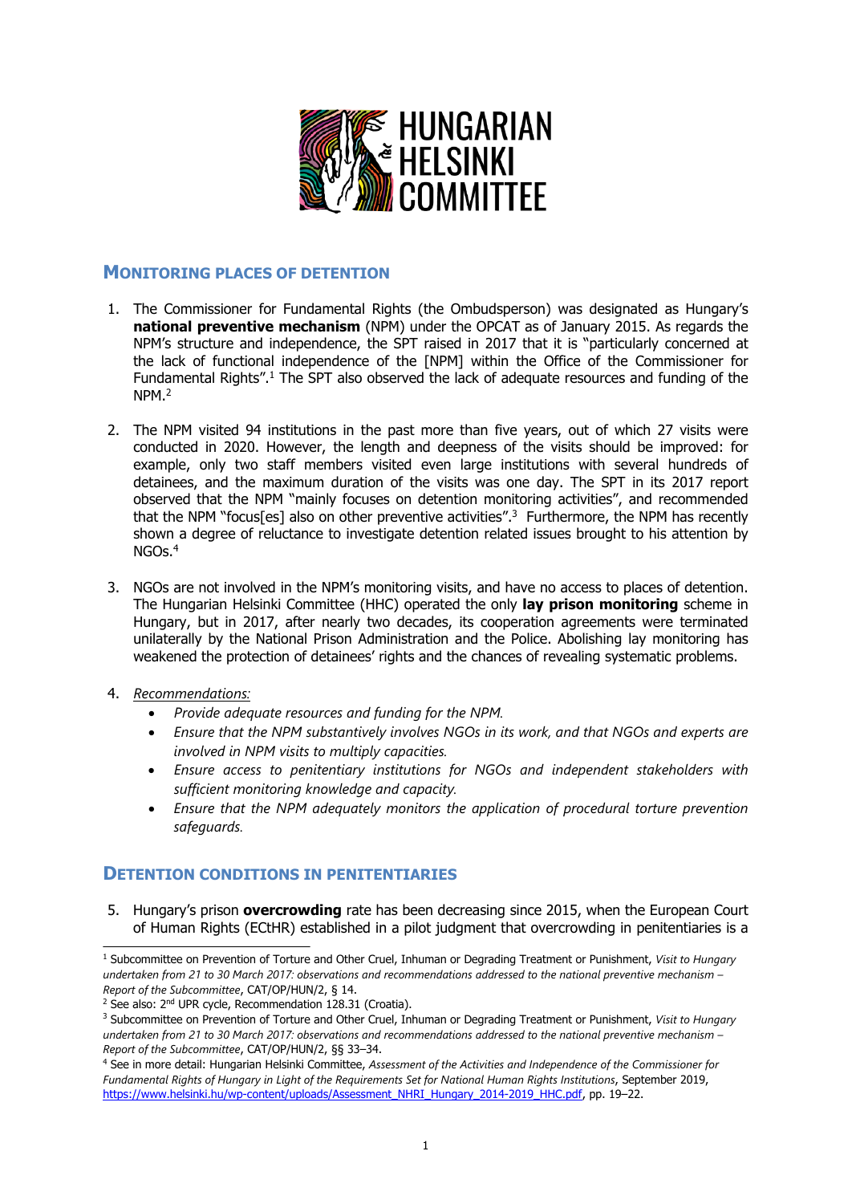HUNGARIAN HELSINKI COMMITTEE

## Monitoring places of detention

1. The Commissioner for Fundamental Rights (the Ombudsperson) was designated as Hungary's **national preventive mechanism** (NPM) under the OPCAT as of January 2015. As regards the NPM's structure and independence, the SPT raised in 2017 that it is "particularly concerned at the lack of functional independence of the [NPM] within the Office of the Commissioner for Fundamental Rights".[1] The SPT also observed the lack of adequate resources and funding of the NPM.[2]

2. The NPM visited 94 institutions in the past more than five years, out of which 27 visits were conducted in 2020. However, the length and deepness of the visits should be improved: for example, only two staff members visited even large institutions with several hundreds of detainees, and the maximum duration of the visits was one day. The SPT in its 2017 report observed that the NPM "mainly focuses on detention monitoring activities", and recommended that the NPM "focus[es] also on other preventive activities".[3] Furthermore, the NPM has recently shown a degree of reluctance to investigate detention related issues brought to his attention by NGOs.[4]

3. NGOs are not involved in the NPM's monitoring visits, and have no access to places of detention. The Hungarian Helsinki Committee (HHC) operated the only **lay prison monitoring** scheme in Hungary, but in 2017, after nearly two decades, its cooperation agreements were terminated unilaterally by the National Prison Administration and the Police. Abolishing lay monitoring has weakened the protection of detainees' rights and the chances of revealing systematic problems.

4. *Recommendations:*
   - *Provide adequate resources and funding for the NPM.*
   - *Ensure that the NPM substantively involves NGOs in its work, and that NGOs and experts are involved in NPM visits to multiply capacities.*
   - *Ensure access to penitentiary institutions for NGOs and independent stakeholders with sufficient monitoring knowledge and capacity.*
   - *Ensure that the NPM adequately monitors the application of procedural torture prevention safeguards.*

## Detention conditions in penitentiaries

5. Hungary's prison **overcrowding** rate has been decreasing since 2015, when the European Court of Human Rights (ECtHR) established in a pilot judgment that overcrowding in penitentiaries is a

---

[1] Subcommittee on Prevention of Torture and Other Cruel, Inhuman or Degrading Treatment or Punishment, *Visit to Hungary undertaken from 21 to 30 March 2017: observations and recommendations addressed to the national preventive mechanism – Report of the Subcommittee*, CAT/OP/HUN/2, § 14.

[2] See also: 2nd UPR cycle, Recommendation 128.31 (Croatia).

[3] Subcommittee on Prevention of Torture and Other Cruel, Inhuman or Degrading Treatment or Punishment, *Visit to Hungary undertaken from 21 to 30 March 2017: observations and recommendations addressed to the national preventive mechanism – Report of the Subcommittee*, CAT/OP/HUN/2, §§ 33–34.

[4] See in more detail: Hungarian Helsinki Committee, *Assessment of the Activities and Independence of the Commissioner for Fundamental Rights of Hungary in Light of the Requirements Set for National Human Rights Institutions*, September 2019, https://www.helsinki.hu/wp-content/uploads/Assessment_NHRI_Hungary_2014-2019_HHC.pdf, pp. 19–22.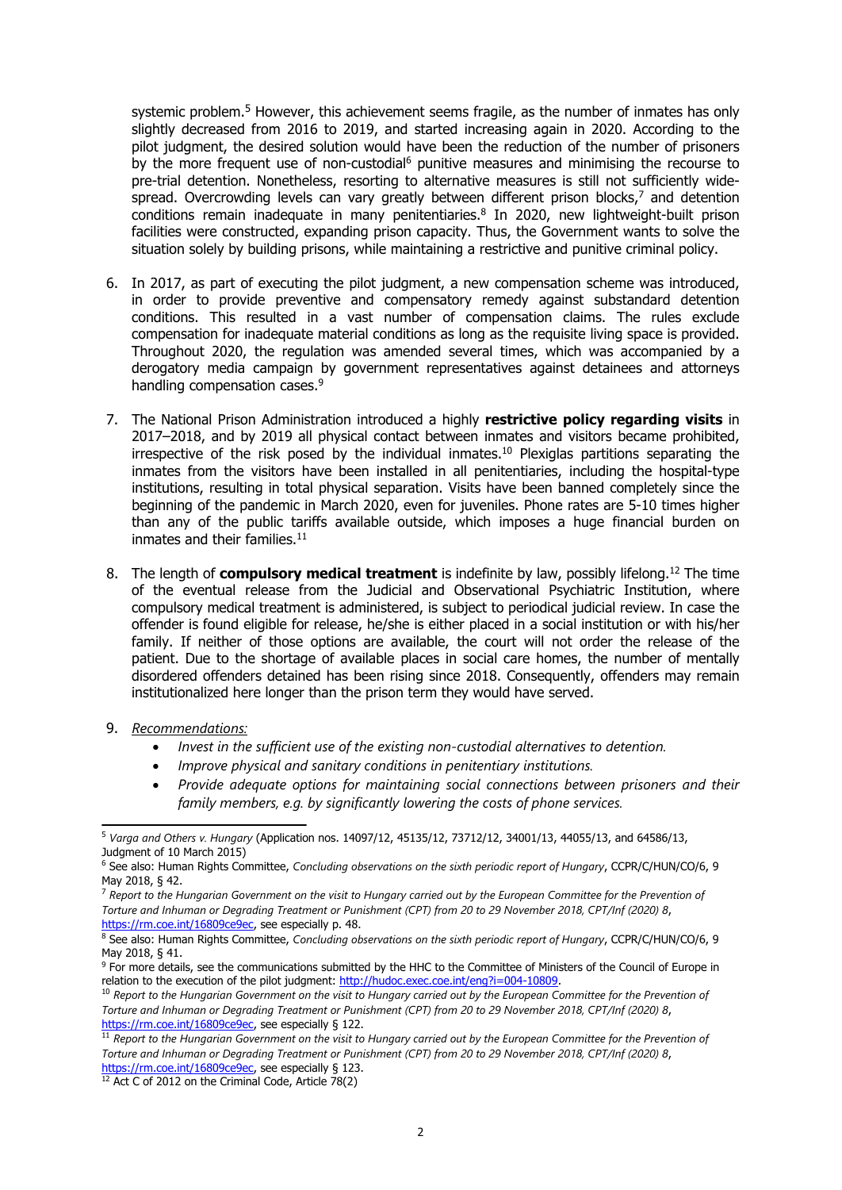systemic problem.[5] However, this achievement seems fragile, as the number of inmates has only slightly decreased from 2016 to 2019, and started increasing again in 2020. According to the pilot judgment, the desired solution would have been the reduction of the number of prisoners by the more frequent use of non-custodial[6] punitive measures and minimising the recourse to pre-trial detention. Nonetheless, resorting to alternative measures is still not sufficiently wide-spread. Overcrowding levels can vary greatly between different prison blocks,[7] and detention conditions remain inadequate in many penitentiaries.[8] In 2020, new lightweight-built prison facilities were constructed, expanding prison capacity. Thus, the Government wants to solve the situation solely by building prisons, while maintaining a restrictive and punitive criminal policy.

6. In 2017, as part of executing the pilot judgment, a new compensation scheme was introduced, in order to provide preventive and compensatory remedy against substandard detention conditions. This resulted in a vast number of compensation claims. The rules exclude compensation for inadequate material conditions as long as the requisite living space is provided. Throughout 2020, the regulation was amended several times, which was accompanied by a derogatory media campaign by government representatives against detainees and attorneys handling compensation cases.[9]

7. The National Prison Administration introduced a highly **restrictive policy regarding visits** in 2017–2018, and by 2019 all physical contact between inmates and visitors became prohibited, irrespective of the risk posed by the individual inmates.[10] Plexiglas partitions separating the inmates from the visitors have been installed in all penitentiaries, including the hospital-type institutions, resulting in total physical separation. Visits have been banned completely since the beginning of the pandemic in March 2020, even for juveniles. Phone rates are 5-10 times higher than any of the public tariffs available outside, which imposes a huge financial burden on inmates and their families.[11]

8. The length of **compulsory medical treatment** is indefinite by law, possibly lifelong.[12] The time of the eventual release from the Judicial and Observational Psychiatric Institution, where compulsory medical treatment is administered, is subject to periodical judicial review. In case the offender is found eligible for release, he/she is either placed in a social institution or with his/her family. If neither of those options are available, the court will not order the release of the patient. Due to the shortage of available places in social care homes, the number of mentally disordered offenders detained has been rising since 2018. Consequently, offenders may remain institutionalized here longer than the prison term they would have served.

9. *Recommendations:*
   - *Invest in the sufficient use of the existing non-custodial alternatives to detention.*
   - *Improve physical and sanitary conditions in penitentiary institutions.*
   - *Provide adequate options for maintaining social connections between prisoners and their family members, e.g. by significantly lowering the costs of phone services.*

---

[5] *Varga and Others v. Hungary* (Application nos. 14097/12, 45135/12, 73712/12, 34001/13, 44055/13, and 64586/13, Judgment of 10 March 2015)

[6] See also: Human Rights Committee, *Concluding observations on the sixth periodic report of Hungary*, CCPR/C/HUN/CO/6, 9 May 2018, § 42.

[7] *Report to the Hungarian Government on the visit to Hungary carried out by the European Committee for the Prevention of Torture and Inhuman or Degrading Treatment or Punishment (CPT) from 20 to 29 November 2018, CPT/Inf (2020) 8*, https://rm.coe.int/16809ce9ec, see especially p. 48.

[8] See also: Human Rights Committee, *Concluding observations on the sixth periodic report of Hungary*, CCPR/C/HUN/CO/6, 9 May 2018, § 41.

[9] For more details, see the communications submitted by the HHC to the Committee of Ministers of the Council of Europe in relation to the execution of the pilot judgment: http://hudoc.exec.coe.int/eng?i=004-10809.

[10] *Report to the Hungarian Government on the visit to Hungary carried out by the European Committee for the Prevention of Torture and Inhuman or Degrading Treatment or Punishment (CPT) from 20 to 29 November 2018, CPT/Inf (2020) 8*, https://rm.coe.int/16809ce9ec, see especially § 122.

[11] *Report to the Hungarian Government on the visit to Hungary carried out by the European Committee for the Prevention of Torture and Inhuman or Degrading Treatment or Punishment (CPT) from 20 to 29 November 2018, CPT/Inf (2020) 8*, https://rm.coe.int/16809ce9ec, see especially § 123.

[12] Act C of 2012 on the Criminal Code, Article 78(2)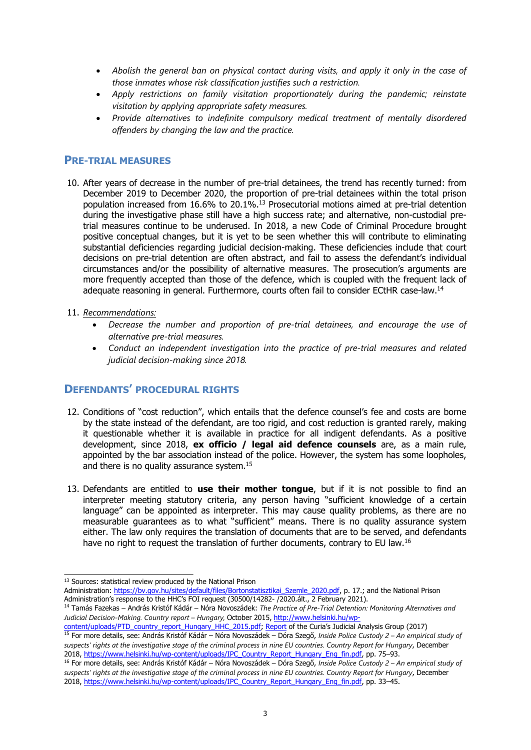- *Abolish the general ban on physical contact during visits, and apply it only in the case of those inmates whose risk classification justifies such a restriction.*
- *Apply restrictions on family visitation proportionately during the pandemic; reinstate visitation by applying appropriate safety measures.*
- *Provide alternatives to indefinite compulsory medical treatment of mentally disordered offenders by changing the law and the practice.*

## PRE-TRIAL MEASURES

10. After years of decrease in the number of pre-trial detainees, the trend has recently turned: from December 2019 to December 2020, the proportion of pre-trial detainees within the total prison population increased from 16.6% to 20.1%.[13] Prosecutorial motions aimed at pre-trial detention during the investigative phase still have a high success rate; and alternative, non-custodial pre-trial measures continue to be underused. In 2018, a new Code of Criminal Procedure brought positive conceptual changes, but it is yet to be seen whether this will contribute to eliminating substantial deficiencies regarding judicial decision-making. These deficiencies include that court decisions on pre-trial detention are often abstract, and fail to assess the defendant's individual circumstances and/or the possibility of alternative measures. The prosecution's arguments are more frequently accepted than those of the defence, which is coupled with the frequent lack of adequate reasoning in general. Furthermore, courts often fail to consider ECtHR case-law.[14]

11. *Recommendations:*
    - *Decrease the number and proportion of pre-trial detainees, and encourage the use of alternative pre-trial measures.*
    - *Conduct an independent investigation into the practice of pre-trial measures and related judicial decision-making since 2018.*

## DEFENDANTS' PROCEDURAL RIGHTS

12. Conditions of "cost reduction", which entails that the defence counsel's fee and costs are borne by the state instead of the defendant, are too rigid, and cost reduction is granted rarely, making it questionable whether it is available in practice for all indigent defendants. As a positive development, since 2018, **ex officio / legal aid defence counsels** are, as a main rule, appointed by the bar association instead of the police. However, the system has some loopholes, and there is no quality assurance system.[15]

13. Defendants are entitled to **use their mother tongue**, but if it is not possible to find an interpreter meeting statutory criteria, any person having "sufficient knowledge of a certain language" can be appointed as interpreter. This may cause quality problems, as there are no measurable guarantees as to what "sufficient" means. There is no quality assurance system either. The law only requires the translation of documents that are to be served, and defendants have no right to request the translation of further documents, contrary to EU law.[16]

---

[13] Sources: statistical review produced by the National Prison Administration: https://bv.gov.hu/sites/default/files/Bortonstatisztikai_Szemle_2020.pdf, p. 17.; and the National Prison Administration's response to the HHC's FOI request (30500/14282- /2020.ált., 2 February 2021).

[14] Tamás Fazekas – András Kristóf Kádár – Nóra Novoszádek: *The Practice of Pre-Trial Detention: Monitoring Alternatives and Judicial Decision-Making. Country report – Hungary,* October 2015, http://www.helsinki.hu/wp-content/uploads/PTD_country_report_Hungary_HHC_2015.pdf; Report of the Curia's Judicial Analysis Group (2017)

[15] For more details, see: András Kristóf Kádár – Nóra Novoszádek – Dóra Szegő, *Inside Police Custody 2 – An empirical study of suspects' rights at the investigative stage of the criminal process in nine EU countries. Country Report for Hungary*, December 2018, https://www.helsinki.hu/wp-content/uploads/IPC_Country_Report_Hungary_Eng_fin.pdf, pp. 75–93.

[16] For more details, see: András Kristóf Kádár – Nóra Novoszádek – Dóra Szegő, *Inside Police Custody 2 – An empirical study of suspects' rights at the investigative stage of the criminal process in nine EU countries. Country Report for Hungary*, December 2018, https://www.helsinki.hu/wp-content/uploads/IPC_Country_Report_Hungary_Eng_fin.pdf, pp. 33–45.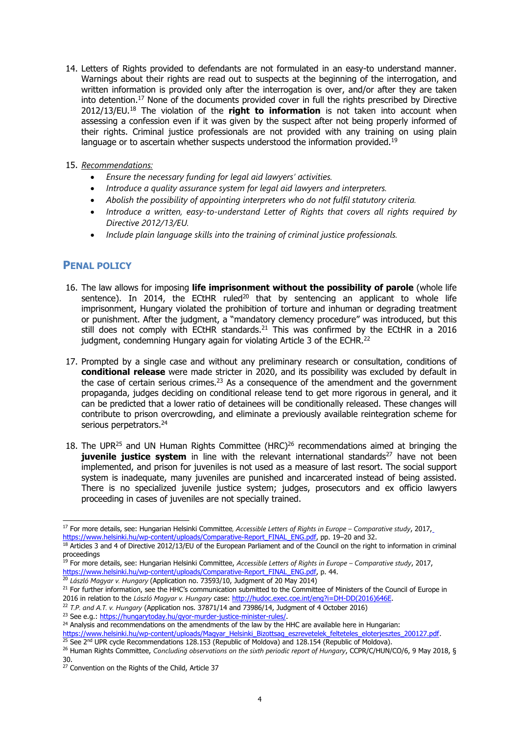14. Letters of Rights provided to defendants are not formulated in an easy-to understand manner. Warnings about their rights are read out to suspects at the beginning of the interrogation, and written information is provided only after the interrogation is over, and/or after they are taken into detention.[17] None of the documents provided cover in full the rights prescribed by Directive 2012/13/EU.[18] The violation of the **right to information** is not taken into account when assessing a confession even if it was given by the suspect after not being properly informed of their rights. Criminal justice professionals are not provided with any training on using plain language or to ascertain whether suspects understood the information provided.[19]

15. *Recommendations:*
    - *Ensure the necessary funding for legal aid lawyers' activities.*
    - *Introduce a quality assurance system for legal aid lawyers and interpreters.*
    - *Abolish the possibility of appointing interpreters who do not fulfil statutory criteria.*
    - *Introduce a written, easy-to-understand Letter of Rights that covers all rights required by Directive 2012/13/EU.*
    - *Include plain language skills into the training of criminal justice professionals.*

## PENAL POLICY

16. The law allows for imposing **life imprisonment without the possibility of parole** (whole life sentence). In 2014, the ECtHR ruled[20] that by sentencing an applicant to whole life imprisonment, Hungary violated the prohibition of torture and inhuman or degrading treatment or punishment. After the judgment, a "mandatory clemency procedure" was introduced, but this still does not comply with ECtHR standards.[21] This was confirmed by the ECtHR in a 2016 judgment, condemning Hungary again for violating Article 3 of the ECHR.[22]

17. Prompted by a single case and without any preliminary research or consultation, conditions of **conditional release** were made stricter in 2020, and its possibility was excluded by default in the case of certain serious crimes.[23] As a consequence of the amendment and the government propaganda, judges deciding on conditional release tend to get more rigorous in general, and it can be predicted that a lower ratio of detainees will be conditionally released. These changes will contribute to prison overcrowding, and eliminate a previously available reintegration scheme for serious perpetrators.[24]

18. The UPR[25] and UN Human Rights Committee (HRC)[26] recommendations aimed at bringing the **juvenile justice system** in line with the relevant international standards[27] have not been implemented, and prison for juveniles is not used as a measure of last resort. The social support system is inadequate, many juveniles are punished and incarcerated instead of being assisted. There is no specialized juvenile justice system; judges, prosecutors and ex officio lawyers proceeding in cases of juveniles are not specially trained.

---

[17] For more details, see: Hungarian Helsinki Committee*, Accessible Letters of Rights in Europe – Comparative study*, 2017, https://www.helsinki.hu/wp-content/uploads/Comparative-Report_FINAL_ENG.pdf, pp. 19–20 and 32.

[18] Articles 3 and 4 of Directive 2012/13/EU of the European Parliament and of the Council on the right to information in criminal proceedings

[19] For more details, see: Hungarian Helsinki Committee, *Accessible Letters of Rights in Europe – Comparative study*, 2017, https://www.helsinki.hu/wp-content/uploads/Comparative-Report_FINAL_ENG.pdf, p. 44.

[20] *László Magyar v. Hungary* (Application no. 73593/10, Judgment of 20 May 2014)

[21] For further information, see the HHC's communication submitted to the Committee of Ministers of the Council of Europe in 2016 in relation to the *László Magyar v. Hungary* case: http://hudoc.exec.coe.int/eng?i=DH-DD(2016)646E.

[22] *T.P. and A.T. v. Hungary* (Application nos. 37871/14 and 73986/14, Judgment of 4 October 2016)

[23] See e.g.: https://hungarytoday.hu/gyor-murder-justice-minister-rules/.

[24] Analysis and recommendations on the amendments of the law by the HHC are available here in Hungarian: https://www.helsinki.hu/wp-content/uploads/Magyar_Helsinki_Bizottsag_eszrevetelek_felteteles_eloterjesztes_200127.pdf.

[25] See 2nd UPR cycle Recommendations 128.153 (Republic of Moldova) and 128.154 (Republic of Moldova).

[26] Human Rights Committee, *Concluding observations on the sixth periodic report of Hungary*, CCPR/C/HUN/CO/6, 9 May 2018, § 30.

[27] Convention on the Rights of the Child, Article 37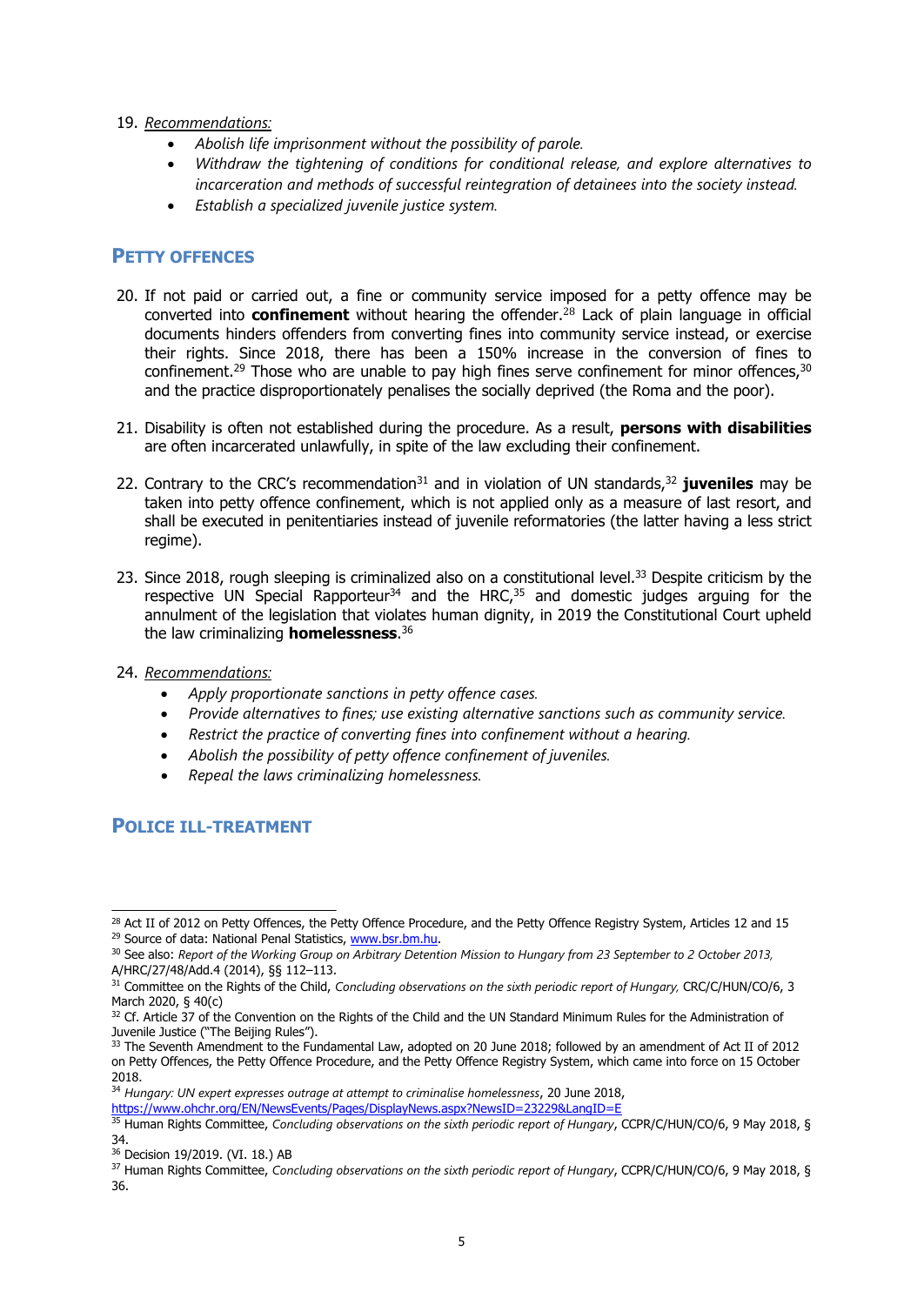19. *Recommendations:*
    - *Abolish life imprisonment without the possibility of parole.*
    - *Withdraw the tightening of conditions for conditional release, and explore alternatives to incarceration and methods of successful reintegration of detainees into the society instead.*
    - *Establish a specialized juvenile justice system.*

## PETTY OFFENCES

20. If not paid or carried out, a fine or community service imposed for a petty offence may be converted into **confinement** without hearing the offender.[28] Lack of plain language in official documents hinders offenders from converting fines into community service instead, or exercise their rights. Since 2018, there has been a 150% increase in the conversion of fines to confinement.[29] Those who are unable to pay high fines serve confinement for minor offences,[30] and the practice disproportionately penalises the socially deprived (the Roma and the poor).

21. Disability is often not established during the procedure. As a result, **persons with disabilities** are often incarcerated unlawfully, in spite of the law excluding their confinement.

22. Contrary to the CRC's recommendation[31] and in violation of UN standards,[32] **juveniles** may be taken into petty offence confinement, which is not applied only as a measure of last resort, and shall be executed in penitentiaries instead of juvenile reformatories (the latter having a less strict regime).

23. Since 2018, rough sleeping is criminalized also on a constitutional level.[33] Despite criticism by the respective UN Special Rapporteur[34] and the HRC,[35] and domestic judges arguing for the annulment of the legislation that violates human dignity, in 2019 the Constitutional Court upheld the law criminalizing **homelessness**.[36]

24. *Recommendations:*
    - *Apply proportionate sanctions in petty offence cases.*
    - *Provide alternatives to fines; use existing alternative sanctions such as community service.*
    - *Restrict the practice of converting fines into confinement without a hearing.*
    - *Abolish the possibility of petty offence confinement of juveniles.*
    - *Repeal the laws criminalizing homelessness.*

## POLICE ILL-TREATMENT

---

[28] Act II of 2012 on Petty Offences, the Petty Offence Procedure, and the Petty Offence Registry System, Articles 12 and 15

[29] Source of data: National Penal Statistics, www.bsr.bm.hu.

[30] See also: *Report of the Working Group on Arbitrary Detention Mission to Hungary from 23 September to 2 October 2013,* A/HRC/27/48/Add.4 (2014), §§ 112–113.

[31] Committee on the Rights of the Child, *Concluding observations on the sixth periodic report of Hungary,* CRC/C/HUN/CO/6, 3 March 2020, § 40(c)

[32] Cf. Article 37 of the Convention on the Rights of the Child and the UN Standard Minimum Rules for the Administration of Juvenile Justice ("The Beijing Rules").

[33] The Seventh Amendment to the Fundamental Law, adopted on 20 June 2018; followed by an amendment of Act II of 2012 on Petty Offences, the Petty Offence Procedure, and the Petty Offence Registry System, which came into force on 15 October 2018.

[34] *Hungary: UN expert expresses outrage at attempt to criminalise homelessness*, 20 June 2018, https://www.ohchr.org/EN/NewsEvents/Pages/DisplayNews.aspx?NewsID=23229&LangID=E

[35] Human Rights Committee, *Concluding observations on the sixth periodic report of Hungary*, CCPR/C/HUN/CO/6, 9 May 2018, § 34.

[36] Decision 19/2019. (VI. 18.) AB

[37] Human Rights Committee, *Concluding observations on the sixth periodic report of Hungary*, CCPR/C/HUN/CO/6, 9 May 2018, § 36.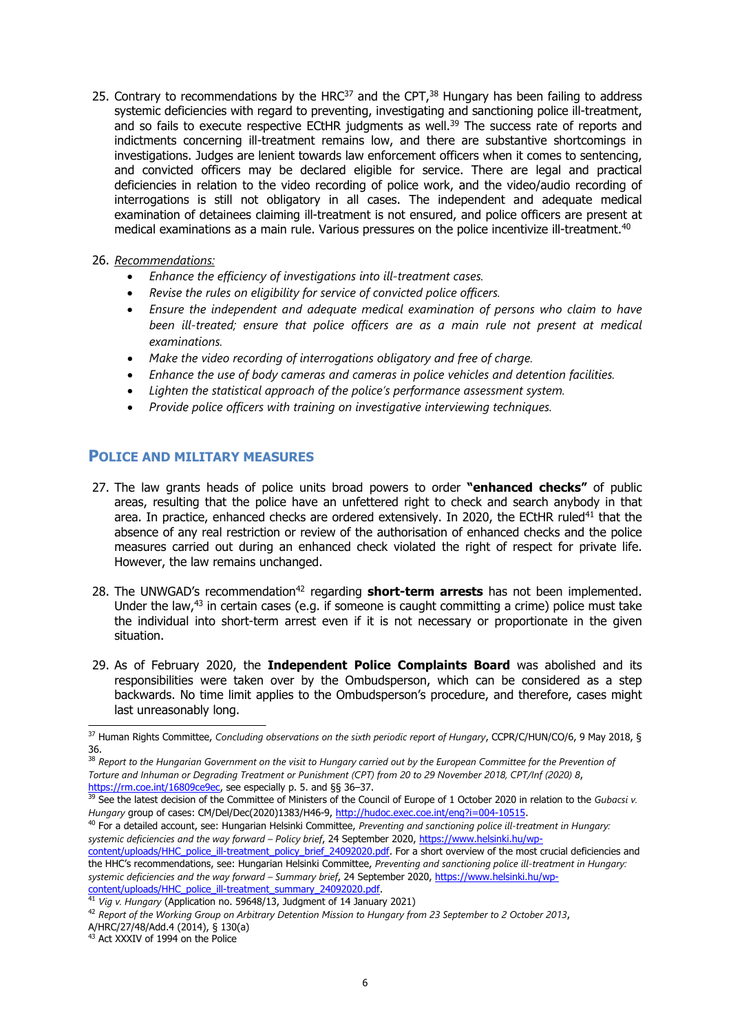25. Contrary to recommendations by the HRC[37] and the CPT,[38] Hungary has been failing to address systemic deficiencies with regard to preventing, investigating and sanctioning police ill-treatment, and so fails to execute respective ECtHR judgments as well.[39] The success rate of reports and indictments concerning ill-treatment remains low, and there are substantive shortcomings in investigations. Judges are lenient towards law enforcement officers when it comes to sentencing, and convicted officers may be declared eligible for service. There are legal and practical deficiencies in relation to the video recording of police work, and the video/audio recording of interrogations is still not obligatory in all cases. The independent and adequate medical examination of detainees claiming ill-treatment is not ensured, and police officers are present at medical examinations as a main rule. Various pressures on the police incentivize ill-treatment.[40]

26. <u>*Recommendations:*</u>
    - *Enhance the efficiency of investigations into ill-treatment cases.*
    - *Revise the rules on eligibility for service of convicted police officers.*
    - *Ensure the independent and adequate medical examination of persons who claim to have been ill-treated; ensure that police officers are as a main rule not present at medical examinations.*
    - *Make the video recording of interrogations obligatory and free of charge.*
    - *Enhance the use of body cameras and cameras in police vehicles and detention facilities.*
    - *Lighten the statistical approach of the police's performance assessment system.*
    - *Provide police officers with training on investigative interviewing techniques.*

## POLICE AND MILITARY MEASURES

27. The law grants heads of police units broad powers to order **"enhanced checks"** of public areas, resulting that the police have an unfettered right to check and search anybody in that area. In practice, enhanced checks are ordered extensively. In 2020, the ECtHR ruled[41] that the absence of any real restriction or review of the authorisation of enhanced checks and the police measures carried out during an enhanced check violated the right of respect for private life. However, the law remains unchanged.

28. The UNWGAD's recommendation[42] regarding **short-term arrests** has not been implemented. Under the law,[43] in certain cases (e.g. if someone is caught committing a crime) police must take the individual into short-term arrest even if it is not necessary or proportionate in the given situation.

29. As of February 2020, the **Independent Police Complaints Board** was abolished and its responsibilities were taken over by the Ombudsperson, which can be considered as a step backwards. No time limit applies to the Ombudsperson's procedure, and therefore, cases might last unreasonably long.

---

[37] Human Rights Committee, *Concluding observations on the sixth periodic report of Hungary*, CCPR/C/HUN/CO/6, 9 May 2018, § 36.

[38] *Report to the Hungarian Government on the visit to Hungary carried out by the European Committee for the Prevention of Torture and Inhuman or Degrading Treatment or Punishment (CPT) from 20 to 29 November 2018, CPT/Inf (2020) 8*, https://rm.coe.int/16809ce9ec, see especially p. 5. and §§ 36–37.

[39] See the latest decision of the Committee of Ministers of the Council of Europe of 1 October 2020 in relation to the *Gubacsi v. Hungary* group of cases: CM/Del/Dec(2020)1383/H46-9, http://hudoc.exec.coe.int/eng?i=004-10515.

[40] For a detailed account, see: Hungarian Helsinki Committee, *Preventing and sanctioning police ill-treatment in Hungary: systemic deficiencies and the way forward – Policy brief*, 24 September 2020, https://www.helsinki.hu/wp-content/uploads/HHC_police_ill-treatment_policy_brief_24092020.pdf. For a short overview of the most crucial deficiencies and the HHC's recommendations, see: Hungarian Helsinki Committee, *Preventing and sanctioning police ill-treatment in Hungary: systemic deficiencies and the way forward – Summary brief*, 24 September 2020, https://www.helsinki.hu/wp-content/uploads/HHC_police_ill-treatment_summary_24092020.pdf.

[41] *Vig v. Hungary* (Application no. 59648/13, Judgment of 14 January 2021)

[42] *Report of the Working Group on Arbitrary Detention Mission to Hungary from 23 September to 2 October 2013*, A/HRC/27/48/Add.4 (2014), § 130(a)

[43] Act XXXIV of 1994 on the Police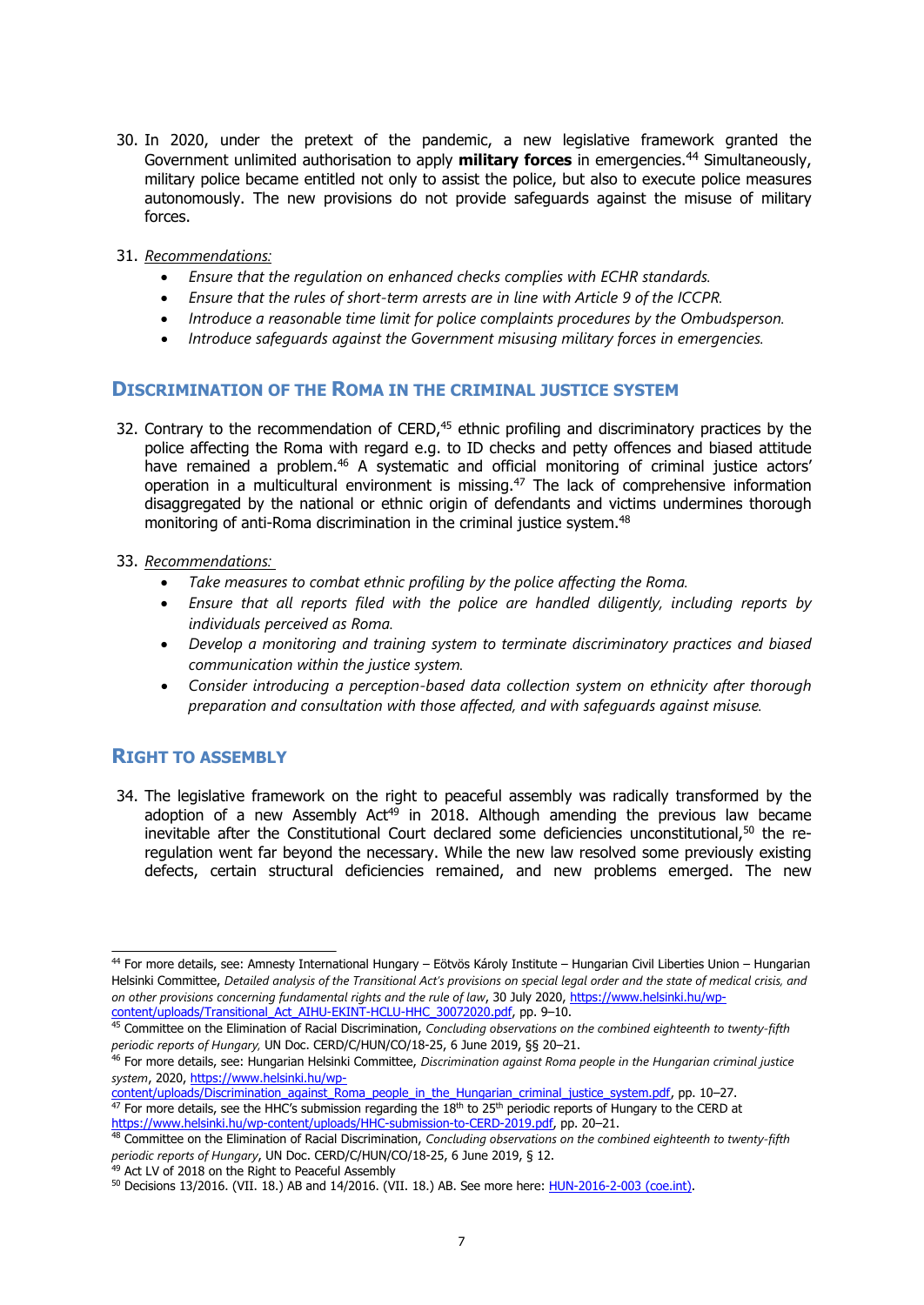30. In 2020, under the pretext of the pandemic, a new legislative framework granted the Government unlimited authorisation to apply **military forces** in emergencies.[44] Simultaneously, military police became entitled not only to assist the police, but also to execute police measures autonomously. The new provisions do not provide safeguards against the misuse of military forces.

31. <u>*Recommendations:*</u>
    - *Ensure that the regulation on enhanced checks complies with ECHR standards.*
    - *Ensure that the rules of short-term arrests are in line with Article 9 of the ICCPR.*
    - *Introduce a reasonable time limit for police complaints procedures by the Ombudsperson.*
    - *Introduce safeguards against the Government misusing military forces in emergencies.*

## Discrimination of the Roma in the criminal justice system

32. Contrary to the recommendation of CERD,[45] ethnic profiling and discriminatory practices by the police affecting the Roma with regard e.g. to ID checks and petty offences and biased attitude have remained a problem.[46] A systematic and official monitoring of criminal justice actors' operation in a multicultural environment is missing.[47] The lack of comprehensive information disaggregated by the national or ethnic origin of defendants and victims undermines thorough monitoring of anti-Roma discrimination in the criminal justice system.[48]

33. <u>*Recommendations:*</u>
    - *Take measures to combat ethnic profiling by the police affecting the Roma.*
    - *Ensure that all reports filed with the police are handled diligently, including reports by individuals perceived as Roma.*
    - *Develop a monitoring and training system to terminate discriminatory practices and biased communication within the justice system.*
    - *Consider introducing a perception-based data collection system on ethnicity after thorough preparation and consultation with those affected, and with safeguards against misuse.*

## Right to assembly

34. The legislative framework on the right to peaceful assembly was radically transformed by the adoption of a new Assembly Act[49] in 2018. Although amending the previous law became inevitable after the Constitutional Court declared some deficiencies unconstitutional,[50] the re-regulation went far beyond the necessary. While the new law resolved some previously existing defects, certain structural deficiencies remained, and new problems emerged. The new

---

[44] For more details, see: Amnesty International Hungary – Eötvös Károly Institute – Hungarian Civil Liberties Union – Hungarian Helsinki Committee, *Detailed analysis of the Transitional Act's provisions on special legal order and the state of medical crisis, and on other provisions concerning fundamental rights and the rule of law*, 30 July 2020, https://www.helsinki.hu/wp-content/uploads/Transitional_Act_AIHU-EKINT-HCLU-HHC_30072020.pdf, pp. 9–10.

[45] Committee on the Elimination of Racial Discrimination, *Concluding observations on the combined eighteenth to twenty-fifth periodic reports of Hungary,* UN Doc. CERD/C/HUN/CO/18-25, 6 June 2019, §§ 20–21.

[46] For more details, see: Hungarian Helsinki Committee, *Discrimination against Roma people in the Hungarian criminal justice system*, 2020, https://www.helsinki.hu/wp-content/uploads/Discrimination_against_Roma_people_in_the_Hungarian_criminal_justice_system.pdf, pp. 10–27.

[47] For more details, see the HHC's submission regarding the 18th to 25th periodic reports of Hungary to the CERD at https://www.helsinki.hu/wp-content/uploads/HHC-submission-to-CERD-2019.pdf, pp. 20–21.

[48] Committee on the Elimination of Racial Discrimination, *Concluding observations on the combined eighteenth to twenty-fifth periodic reports of Hungary*, UN Doc. CERD/C/HUN/CO/18-25, 6 June 2019, § 12.

[49] Act LV of 2018 on the Right to Peaceful Assembly

[50] Decisions 13/2016. (VII. 18.) AB and 14/2016. (VII. 18.) AB. See more here: HUN-2016-2-003 (coe.int).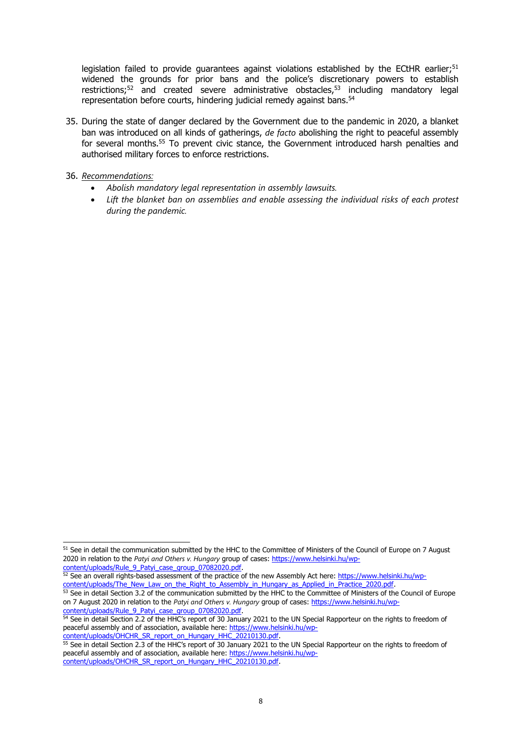legislation failed to provide guarantees against violations established by the ECtHR earlier;[51] widened the grounds for prior bans and the police's discretionary powers to establish restrictions;[52] and created severe administrative obstacles,[53] including mandatory legal representation before courts, hindering judicial remedy against bans.[54]

35. During the state of danger declared by the Government due to the pandemic in 2020, a blanket ban was introduced on all kinds of gatherings, *de facto* abolishing the right to peaceful assembly for several months.[55] To prevent civic stance, the Government introduced harsh penalties and authorised military forces to enforce restrictions.

36. *Recommendations:*
    - *Abolish mandatory legal representation in assembly lawsuits.*
    - *Lift the blanket ban on assemblies and enable assessing the individual risks of each protest during the pandemic.*

---

[51] See in detail the communication submitted by the HHC to the Committee of Ministers of the Council of Europe on 7 August 2020 in relation to the *Patyi and Others v. Hungary* group of cases: https://www.helsinki.hu/wp-content/uploads/Rule_9_Patyi_case_group_07082020.pdf.

[52] See an overall rights-based assessment of the practice of the new Assembly Act here: https://www.helsinki.hu/wp-content/uploads/The_New_Law_on_the_Right_to_Assembly_in_Hungary_as_Applied_in_Practice_2020.pdf.

[53] See in detail Section 3.2 of the communication submitted by the HHC to the Committee of Ministers of the Council of Europe on 7 August 2020 in relation to the *Patyi and Others v. Hungary* group of cases: https://www.helsinki.hu/wp-content/uploads/Rule_9_Patyi_case_group_07082020.pdf.

[54] See in detail Section 2.2 of the HHC's report of 30 January 2021 to the UN Special Rapporteur on the rights to freedom of peaceful assembly and of association, available here: https://www.helsinki.hu/wp-content/uploads/OHCHR_SR_report_on_Hungary_HHC_20210130.pdf.

[55] See in detail Section 2.3 of the HHC's report of 30 January 2021 to the UN Special Rapporteur on the rights to freedom of peaceful assembly and of association, available here: https://www.helsinki.hu/wp-content/uploads/OHCHR_SR_report_on_Hungary_HHC_20210130.pdf.